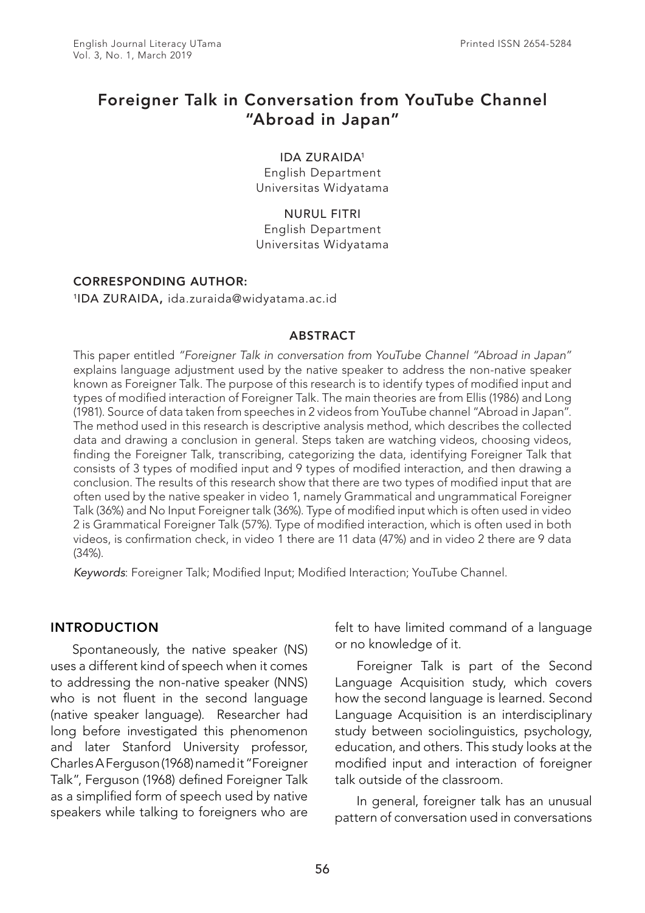# Foreigner Talk in Conversation from YouTube Channel "Abroad in Japan"

IDA ZURAIDA[1]
English Department
Universitas Widyatama

NURUL FITRI
English Department
Universitas Widyatama

**CORRESPONDING AUTHOR:**

[1]IDA ZURAIDA, ida.zuraida@widyatama.ac.id

## ABSTRACT

This paper entitled *"Foreigner Talk in conversation from YouTube Channel "Abroad in Japan"* explains language adjustment used by the native speaker to address the non-native speaker known as Foreigner Talk. The purpose of this research is to identify types of modified input and types of modified interaction of Foreigner Talk. The main theories are from Ellis (1986) and Long (1981). Source of data taken from speeches in 2 videos from YouTube channel "Abroad in Japan". The method used in this research is descriptive analysis method, which describes the collected data and drawing a conclusion in general. Steps taken are watching videos, choosing videos, finding the Foreigner Talk, transcribing, categorizing the data, identifying Foreigner Talk that consists of 3 types of modified input and 9 types of modified interaction, and then drawing a conclusion. The results of this research show that there are two types of modified input that are often used by the native speaker in video 1, namely Grammatical and ungrammatical Foreigner Talk (36%) and No Input Foreigner talk (36%). Type of modified input which is often used in video 2 is Grammatical Foreigner Talk (57%). Type of modified interaction, which is often used in both videos, is confirmation check, in video 1 there are 11 data (47%) and in video 2 there are 9 data (34%).

*Keywords*: Foreigner Talk; Modified Input; Modified Interaction; YouTube Channel.

## INTRODUCTION

Spontaneously, the native speaker (NS) uses a different kind of speech when it comes to addressing the non-native speaker (NNS) who is not fluent in the second language (native speaker language). Researcher had long before investigated this phenomenon and later Stanford University professor, Charles A Ferguson (1968) named it "Foreigner Talk", Ferguson (1968) defined Foreigner Talk as a simplified form of speech used by native speakers while talking to foreigners who are felt to have limited command of a language or no knowledge of it.

Foreigner Talk is part of the Second Language Acquisition study, which covers how the second language is learned. Second Language Acquisition is an interdisciplinary study between sociolinguistics, psychology, education, and others. This study looks at the modified input and interaction of foreigner talk outside of the classroom.

In general, foreigner talk has an unusual pattern of conversation used in conversations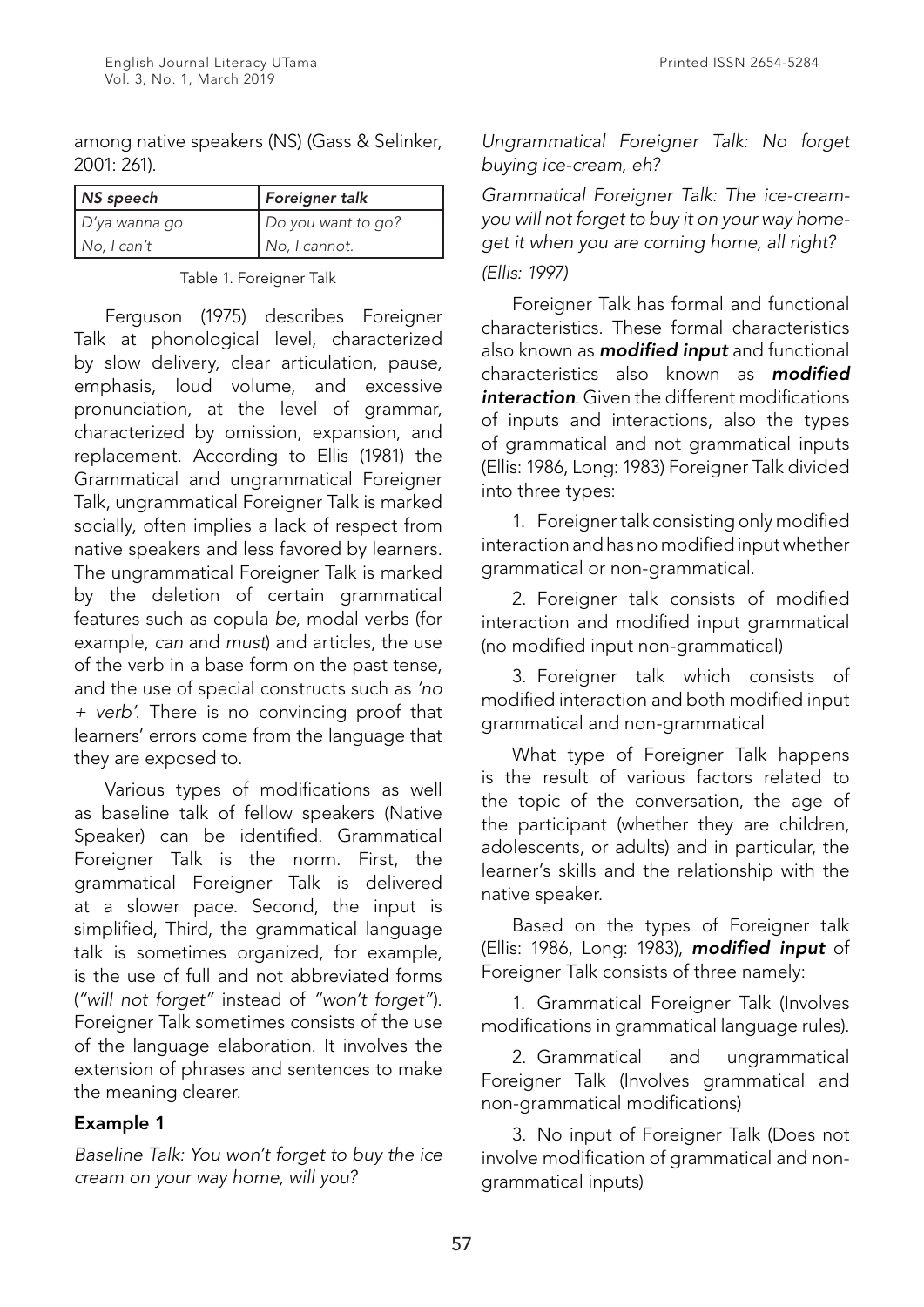among native speakers (NS) (Gass & Selinker, 2001: 261).

| *NS speech* | *Foreigner talk* |
|---|---|
| *D'ya wanna go* | *Do you want to go?* |
| *No, I can't* | *No, I cannot.* |

Table 1. Foreigner Talk

Ferguson (1975) describes Foreigner Talk at phonological level, characterized by slow delivery, clear articulation, pause, emphasis, loud volume, and excessive pronunciation, at the level of grammar, characterized by omission, expansion, and replacement. According to Ellis (1981) the Grammatical and ungrammatical Foreigner Talk, ungrammatical Foreigner Talk is marked socially, often implies a lack of respect from native speakers and less favored by learners. The ungrammatical Foreigner Talk is marked by the deletion of certain grammatical features such as copula *be*, modal verbs (for example, *can* and *must*) and articles, the use of the verb in a base form on the past tense, and the use of special constructs such as *'no + verb'*. There is no convincing proof that learners' errors come from the language that they are exposed to.

Various types of modifications as well as baseline talk of fellow speakers (Native Speaker) can be identified. Grammatical Foreigner Talk is the norm. First, the grammatical Foreigner Talk is delivered at a slower pace. Second, the input is simplified, Third, the grammatical language talk is sometimes organized, for example, is the use of full and not abbreviated forms (*"will not forget"* instead of *"won't forget"*). Foreigner Talk sometimes consists of the use of the language elaboration. It involves the extension of phrases and sentences to make the meaning clearer.

**Example 1**

*Baseline Talk: You won't forget to buy the ice cream on your way home, will you?*

*Ungrammatical Foreigner Talk: No forget buying ice-cream, eh?*

*Grammatical Foreigner Talk: The ice-cream-you will not forget to buy it on your way home-get it when you are coming home, all right?*

*(Ellis: 1997)*

Foreigner Talk has formal and functional characteristics. These formal characteristics also known as ***modified input*** and functional characteristics also known as ***modified interaction***. Given the different modifications of inputs and interactions, also the types of grammatical and not grammatical inputs (Ellis: 1986, Long: 1983) Foreigner Talk divided into three types:

1. Foreigner talk consisting only modified interaction and has no modified input whether grammatical or non-grammatical.

2. Foreigner talk consists of modified interaction and modified input grammatical (no modified input non-grammatical)

3. Foreigner talk which consists of modified interaction and both modified input grammatical and non-grammatical

What type of Foreigner Talk happens is the result of various factors related to the topic of the conversation, the age of the participant (whether they are children, adolescents, or adults) and in particular, the learner's skills and the relationship with the native speaker.

Based on the types of Foreigner talk (Ellis: 1986, Long: 1983), ***modified input*** of Foreigner Talk consists of three namely:

1. Grammatical Foreigner Talk (Involves modifications in grammatical language rules).

2. Grammatical and ungrammatical Foreigner Talk (Involves grammatical and non-grammatical modifications)

3. No input of Foreigner Talk (Does not involve modification of grammatical and non-grammatical inputs)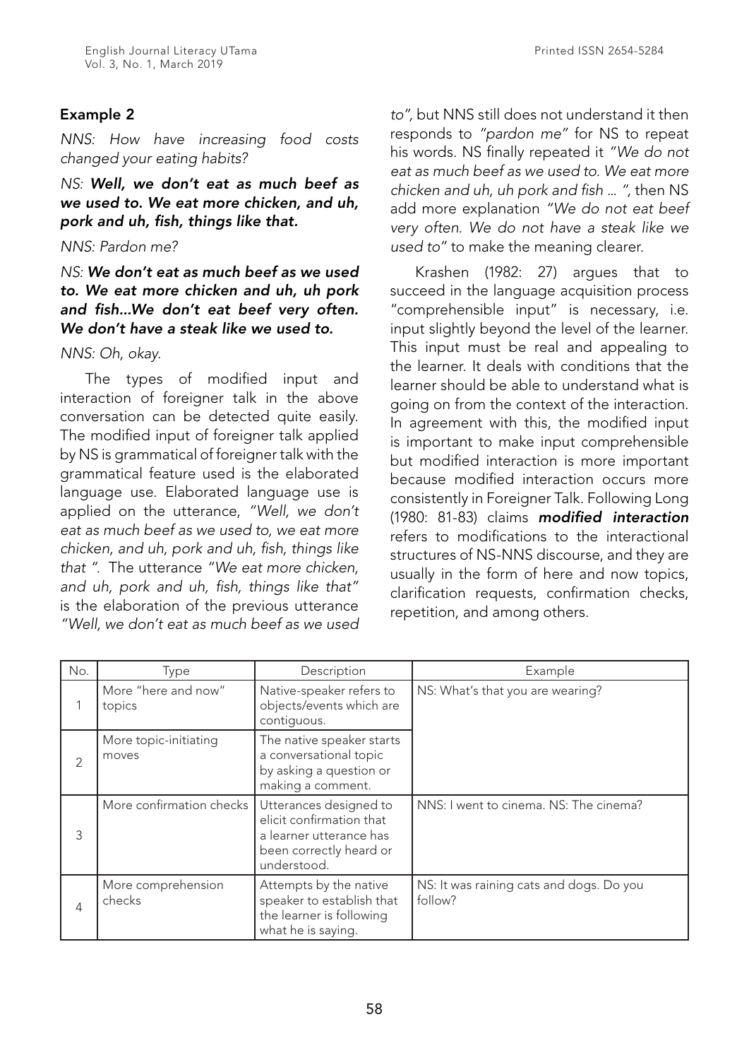### Example 2

*NNS: How have increasing food costs changed your eating habits?*

*NS: **Well, we don't eat as much beef as we used to. We eat more chicken, and uh, pork and uh, fish, things like that.***

*NNS: Pardon me?*

*NS: **We don't eat as much beef as we used to. We eat more chicken and uh, uh pork and fish...We don't eat beef very often. We don't have a steak like we used to.***

*NNS: Oh, okay.*

The types of modified input and interaction of foreigner talk in the above conversation can be detected quite easily. The modified input of foreigner talk applied by NS is grammatical of foreigner talk with the grammatical feature used is the elaborated language use. Elaborated language use is applied on the utterance, *"Well, we don't eat as much beef as we used to, we eat more chicken, and uh, pork and uh, fish, things like that "*. The utterance *"We eat more chicken, and uh, pork and uh, fish, things like that"* is the elaboration of the previous utterance *"Well, we don't eat as much beef as we used to"*, but NNS still does not understand it then responds to *"pardon me"* for NS to repeat his words. NS finally repeated it *"We do not eat as much beef as we used to. We eat more chicken and uh, uh pork and fish ... "*, then NS add more explanation *"We do not eat beef very often. We do not have a steak like we used to"* to make the meaning clearer.

Krashen (1982: 27) argues that to succeed in the language acquisition process "comprehensible input" is necessary, i.e. input slightly beyond the level of the learner. This input must be real and appealing to the learner. It deals with conditions that the learner should be able to understand what is going on from the context of the interaction. In agreement with this, the modified input is important to make input comprehensible but modified interaction is more important because modified interaction occurs more consistently in Foreigner Talk. Following Long (1980: 81-83) claims ***modified interaction*** refers to modifications to the interactional structures of NS-NNS discourse, and they are usually in the form of here and now topics, clarification requests, confirmation checks, repetition, and among others.

| No. | Type | Description | Example |
|---|---|---|---|
| 1 | More "here and now" topics | Native-speaker refers to objects/events which are contiguous. | NS: What's that you are wearing? |
| 2 | More topic-initiating moves | The native speaker starts a conversational topic by asking a question or making a comment. | |
| 3 | More confirmation checks | Utterances designed to elicit confirmation that a learner utterance has been correctly heard or understood. | NNS: I went to cinema. NS: The cinema? |
| 4 | More comprehension checks | Attempts by the native speaker to establish that the learner is following what he is saying. | NS: It was raining cats and dogs. Do you follow? |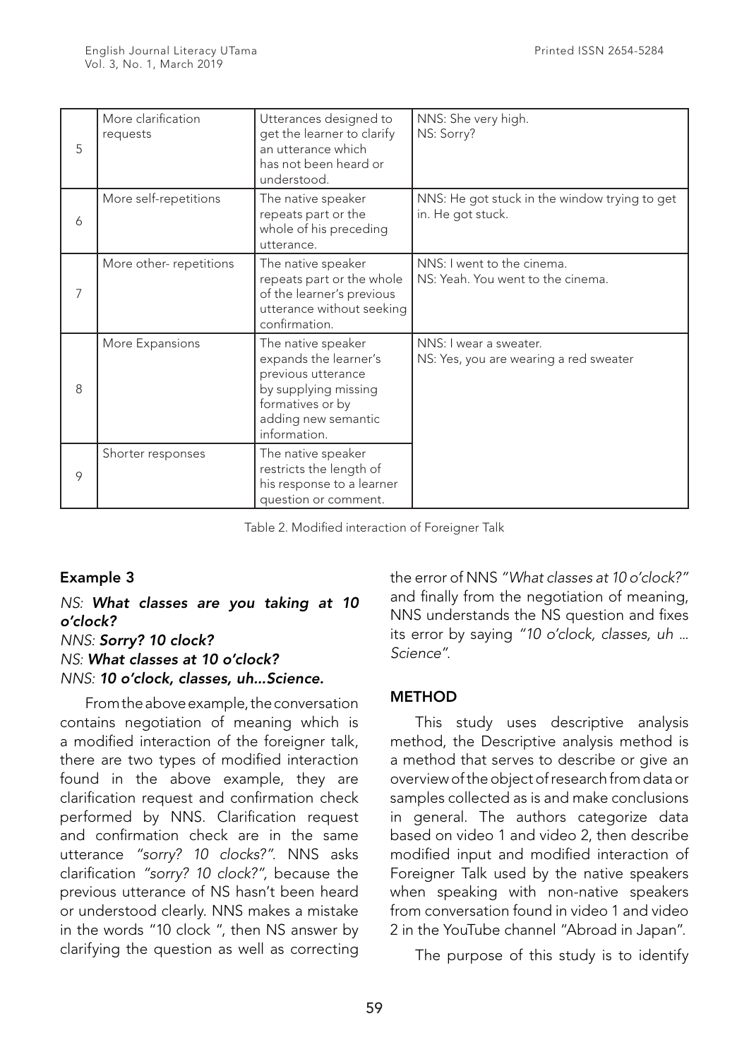| | | | |
|---|---|---|---|
| 5 | More clarification requests | Utterances designed to get the learner to clarify an utterance which has not been heard or understood. | NNS: She very high.<br>NS: Sorry? |
| 6 | More self-repetitions | The native speaker repeats part or the whole of his preceding utterance. | NNS: He got stuck in the window trying to get in. He got stuck. |
| 7 | More other- repetitions | The native speaker repeats part or the whole of the learner's previous utterance without seeking confirmation. | NNS: I went to the cinema.<br>NS: Yeah. You went to the cinema. |
| 8 | More Expansions | The native speaker expands the learner's previous utterance by supplying missing formatives or by adding new semantic information. | NNS: I wear a sweater.<br>NS: Yes, you are wearing a red sweater |
| 9 | Shorter responses | The native speaker restricts the length of his response to a learner question or comment. | |

Table 2. Modified interaction of Foreigner Talk

**Example 3**

*NS:* ***What classes are you taking at 10 o'clock?***
*NNS:* ***Sorry? 10 clock?***
*NS:* ***What classes at 10 o'clock?***
*NNS:* ***10 o'clock, classes, uh...Science.***

From the above example, the conversation contains negotiation of meaning which is a modified interaction of the foreigner talk, there are two types of modified interaction found in the above example, they are clarification request and confirmation check performed by NNS. Clarification request and confirmation check are in the same utterance *"sorry? 10 clocks?"*. NNS asks clarification *"sorry? 10 clock?"*, because the previous utterance of NS hasn't been heard or understood clearly. NNS makes a mistake in the words "10 clock ", then NS answer by clarifying the question as well as correcting the error of NNS *"What classes at 10 o'clock?"* and finally from the negotiation of meaning, NNS understands the NS question and fixes its error by saying *"10 o'clock, classes, uh ... Science"*.

## METHOD

This study uses descriptive analysis method, the Descriptive analysis method is a method that serves to describe or give an overview of the object of research from data or samples collected as is and make conclusions in general. The authors categorize data based on video 1 and video 2, then describe modified input and modified interaction of Foreigner Talk used by the native speakers when speaking with non-native speakers from conversation found in video 1 and video 2 in the YouTube channel "Abroad in Japan".

The purpose of this study is to identify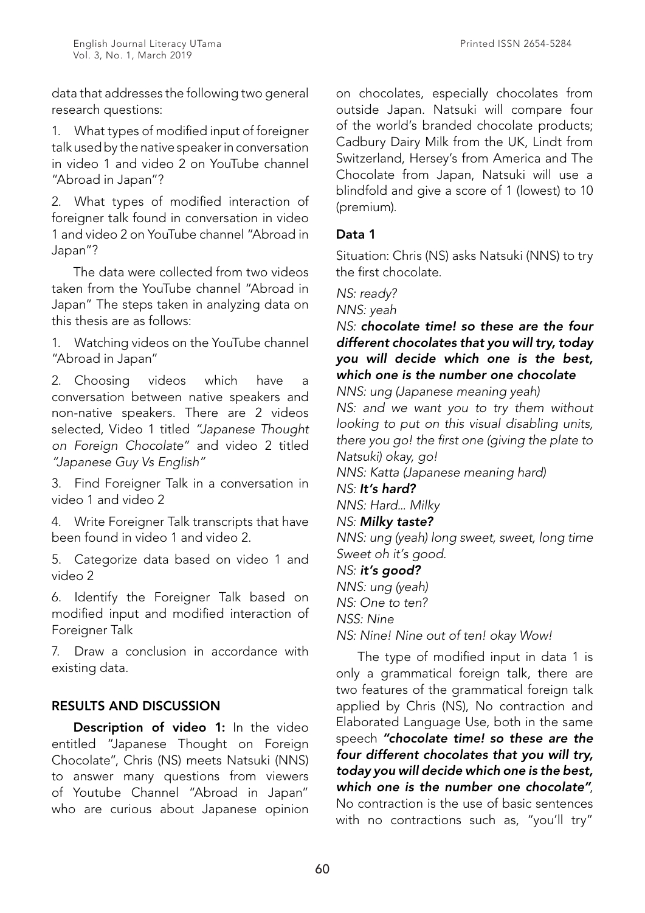data that addresses the following two general research questions:

1. What types of modified input of foreigner talk used by the native speaker in conversation in video 1 and video 2 on YouTube channel "Abroad in Japan"?

2. What types of modified interaction of foreigner talk found in conversation in video 1 and video 2 on YouTube channel "Abroad in Japan"?

The data were collected from two videos taken from the YouTube channel "Abroad in Japan" The steps taken in analyzing data on this thesis are as follows:

1. Watching videos on the YouTube channel "Abroad in Japan"

2. Choosing videos which have a conversation between native speakers and non-native speakers. There are 2 videos selected, Video 1 titled *"Japanese Thought on Foreign Chocolate"* and video 2 titled *"Japanese Guy Vs English"*

3. Find Foreigner Talk in a conversation in video 1 and video 2

4. Write Foreigner Talk transcripts that have been found in video 1 and video 2.

5. Categorize data based on video 1 and video 2

6. Identify the Foreigner Talk based on modified input and modified interaction of Foreigner Talk

7. Draw a conclusion in accordance with existing data.

## RESULTS AND DISCUSSION

**Description of video 1:** In the video entitled "Japanese Thought on Foreign Chocolate", Chris (NS) meets Natsuki (NNS) to answer many questions from viewers of Youtube Channel "Abroad in Japan" who are curious about Japanese opinion on chocolates, especially chocolates from outside Japan. Natsuki will compare four of the world's branded chocolate products; Cadbury Dairy Milk from the UK, Lindt from Switzerland, Hersey's from America and The Chocolate from Japan, Natsuki will use a blindfold and give a score of 1 (lowest) to 10 (premium).

### Data 1

Situation: Chris (NS) asks Natsuki (NNS) to try the first chocolate.

*NS: ready?*
*NNS: yeah*
*NS:* ***chocolate time! so these are the four different chocolates that you will try, today you will decide which one is the best, which one is the number one chocolate***
*NNS: ung (Japanese meaning yeah)*
*NS: and we want you to try them without looking to put on this visual disabling units, there you go! the first one (giving the plate to Natsuki) okay, go!*
*NNS: Katta (Japanese meaning hard)*
*NS:* ***It's hard?***
*NNS: Hard... Milky*
*NS:* ***Milky taste?***
*NNS: ung (yeah) long sweet, sweet, long time Sweet oh it's good.*
*NS:* ***it's good?***
*NNS: ung (yeah)*
*NS: One to ten?*
*NSS: Nine*
*NS: Nine! Nine out of ten! okay Wow!*

The type of modified input in data 1 is only a grammatical foreign talk, there are two features of the grammatical foreign talk applied by Chris (NS), No contraction and Elaborated Language Use, both in the same speech ***"chocolate time! so these are the four different chocolates that you will try, today you will decide which one is the best, which one is the number one chocolate"***, No contraction is the use of basic sentences with no contractions such as, "you'll try"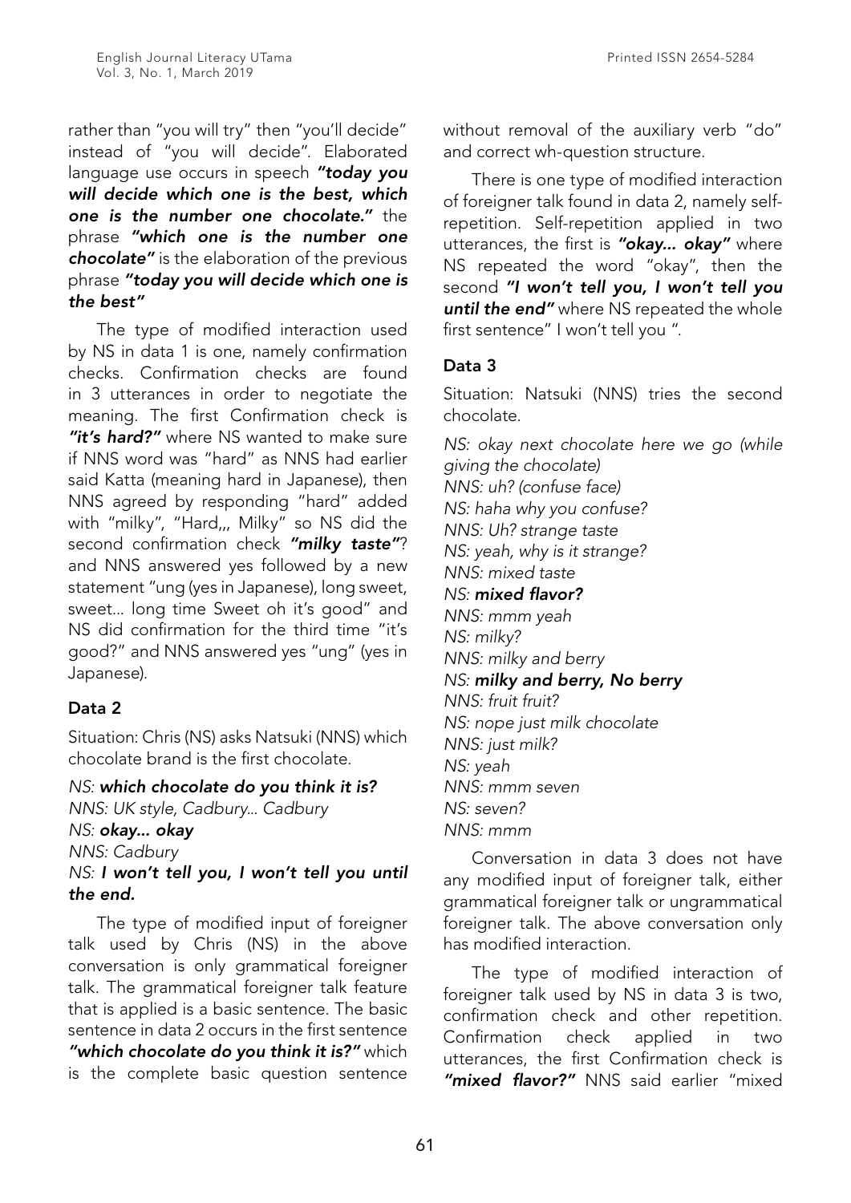rather than "you will try" then "you'll decide" instead of "you will decide". Elaborated language use occurs in speech ***"today you will decide which one is the best, which one is the number one chocolate."*** the phrase ***"which one is the number one chocolate"*** is the elaboration of the previous phrase ***"today you will decide which one is the best"***

The type of modified interaction used by NS in data 1 is one, namely confirmation checks. Confirmation checks are found in 3 utterances in order to negotiate the meaning. The first Confirmation check is ***"it's hard?"*** where NS wanted to make sure if NNS word was "hard" as NNS had earlier said Katta (meaning hard in Japanese), then NNS agreed by responding "hard" added with "milky", "Hard,,, Milky" so NS did the second confirmation check ***"milky taste"***? and NNS answered yes followed by a new statement "ung (yes in Japanese), long sweet, sweet... long time Sweet oh it's good" and NS did confirmation for the third time "it's good?" and NNS answered yes "ung" (yes in Japanese).

### Data 2

Situation: Chris (NS) asks Natsuki (NNS) which chocolate brand is the first chocolate.

*NS:* ***which chocolate do you think it is?***
*NNS: UK style, Cadbury... Cadbury*
*NS:* ***okay... okay***
*NNS: Cadbury*
*NS:* ***I won't tell you, I won't tell you until the end.***

The type of modified input of foreigner talk used by Chris (NS) in the above conversation is only grammatical foreigner talk. The grammatical foreigner talk feature that is applied is a basic sentence. The basic sentence in data 2 occurs in the first sentence ***"which chocolate do you think it is?"*** which is the complete basic question sentence without removal of the auxiliary verb "do" and correct wh-question structure.

There is one type of modified interaction of foreigner talk found in data 2, namely self-repetition. Self-repetition applied in two utterances, the first is ***"okay... okay"*** where NS repeated the word "okay", then the second ***"I won't tell you, I won't tell you until the end"*** where NS repeated the whole first sentence" I won't tell you ".

### Data 3

Situation: Natsuki (NNS) tries the second chocolate.

*NS: okay next chocolate here we go (while giving the chocolate)*
*NNS: uh? (confuse face)*
*NS: haha why you confuse?*
*NNS: Uh? strange taste*
*NS: yeah, why is it strange?*
*NNS: mixed taste*
*NS:* ***mixed flavor?***
*NNS: mmm yeah*
*NS: milky?*
*NNS: milky and berry*
*NS:* ***milky and berry, No berry***
*NNS: fruit fruit?*
*NS: nope just milk chocolate*
*NNS: just milk?*
*NS: yeah*
*NNS: mmm seven*
*NS: seven?*
*NNS: mmm*

Conversation in data 3 does not have any modified input of foreigner talk, either grammatical foreigner talk or ungrammatical foreigner talk. The above conversation only has modified interaction.

The type of modified interaction of foreigner talk used by NS in data 3 is two, confirmation check and other repetition. Confirmation check applied in two utterances, the first Confirmation check is ***"mixed flavor?"*** NNS said earlier "mixed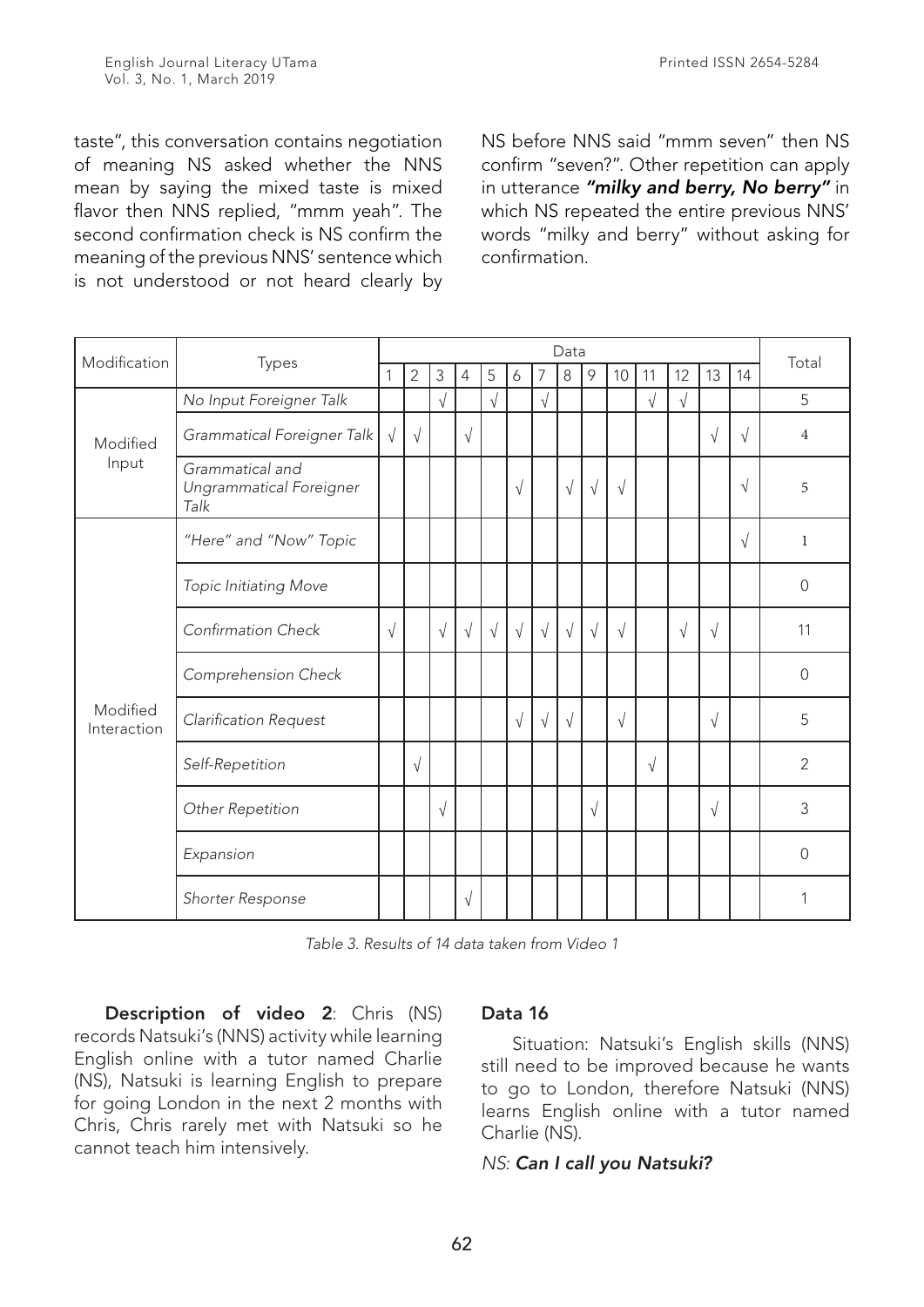taste", this conversation contains negotiation of meaning NS asked whether the NNS mean by saying the mixed taste is mixed flavor then NNS replied, "mmm yeah". The second confirmation check is NS confirm the meaning of the previous NNS' sentence which is not understood or not heard clearly by NS before NNS said "mmm seven" then NS confirm "seven?". Other repetition can apply in utterance ***"milky and berry, No berry"*** in which NS repeated the entire previous NNS' words "milky and berry" without asking for confirmation.

| Modification | Types | Data | | | | | | | | | | | | | | Total |
|---|---|---|---|---|---|---|---|---|---|---|---|---|---|---|---|---|
| | | 1 | 2 | 3 | 4 | 5 | 6 | 7 | 8 | 9 | 10 | 11 | 12 | 13 | 14 | |
| Modified Input | *No Input Foreigner Talk* | | | √ | | √ | | √ | | | | √ | √ | | | 5 |
| | *Grammatical Foreigner Talk* | √ | √ | | √ | | | | | | | | | √ | √ | 4 |
| | *Grammatical and Ungrammatical Foreigner Talk* | | | | | | √ | | √ | √ | √ | | | | √ | 5 |
| Modified Interaction | *"Here" and "Now" Topic* | | | | | | | | | | | | | | √ | 1 |
| | *Topic Initiating Move* | | | | | | | | | | | | | | | 0 |
| | *Confirmation Check* | √ | | √ | √ | √ | √ | √ | √ | √ | √ | | √ | √ | | 11 |
| | *Comprehension Check* | | | | | | | | | | | | | | | 0 |
| | *Clarification Request* | | | | | | √ | √ | √ | | √ | | | √ | | 5 |
| | *Self-Repetition* | | √ | | | | | | | | | √ | | | | 2 |
| | *Other Repetition* | | | √ | | | | | | √ | | | | √ | | 3 |
| | *Expansion* | | | | | | | | | | | | | | | 0 |
| | *Shorter Response* | | | | √ | | | | | | | | | | | 1 |

*Table 3. Results of 14 data taken from Video 1*

**Description of video 2**: Chris (NS) records Natsuki's (NNS) activity while learning English online with a tutor named Charlie (NS), Natsuki is learning English to prepare for going London in the next 2 months with Chris, Chris rarely met with Natsuki so he cannot teach him intensively.

**Data 16**

Situation: Natsuki's English skills (NNS) still need to be improved because he wants to go to London, therefore Natsuki (NNS) learns English online with a tutor named Charlie (NS).

*NS:* ***Can I call you Natsuki?***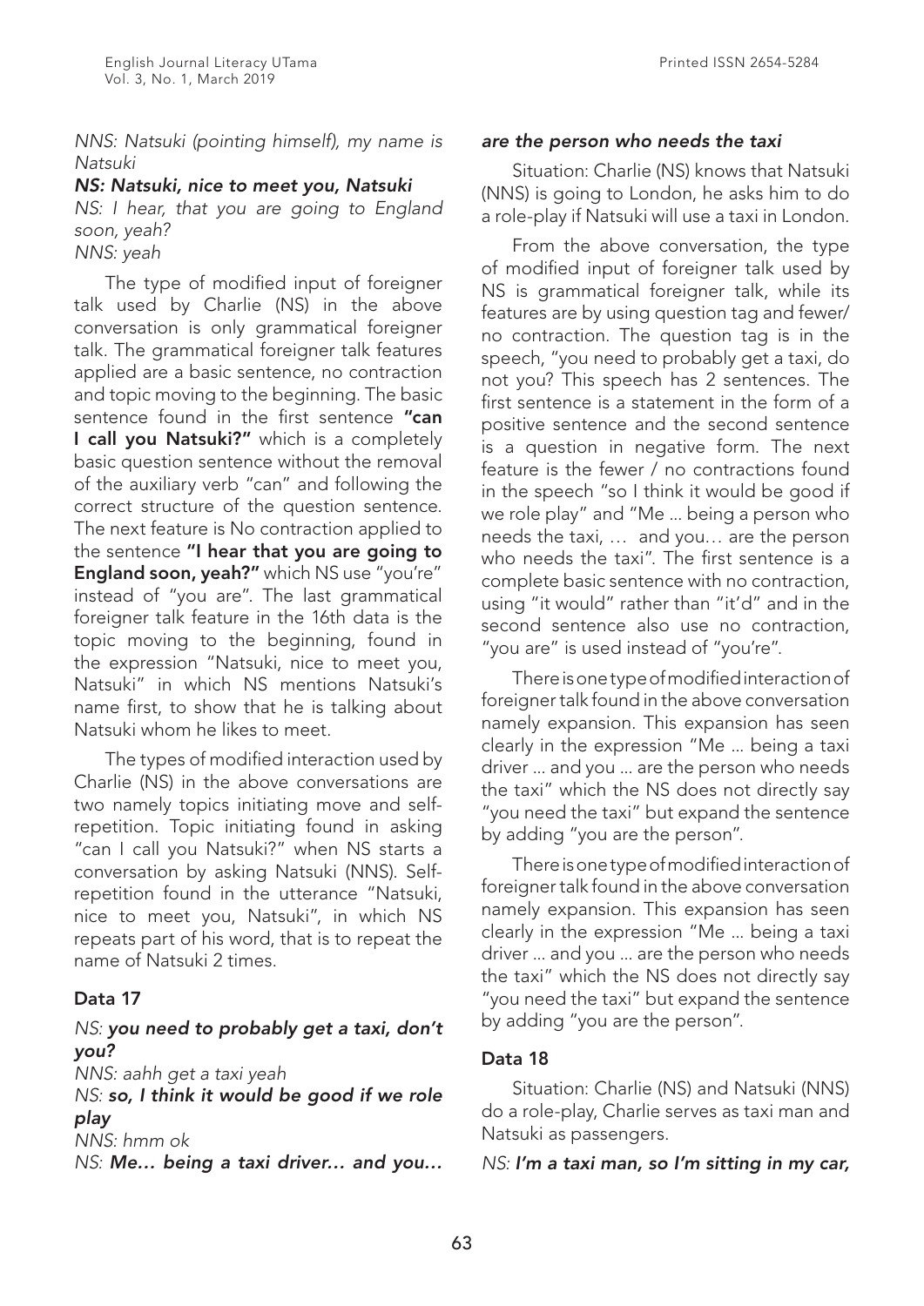*NNS: Natsuki (pointing himself), my name is Natsuki*

***NS: Natsuki, nice to meet you, Natsuki***

*NS: I hear, that you are going to England soon, yeah?*

*NNS: yeah*

The type of modified input of foreigner talk used by Charlie (NS) in the above conversation is only grammatical foreigner talk. The grammatical foreigner talk features applied are a basic sentence, no contraction and topic moving to the beginning. The basic sentence found in the first sentence **"can I call you Natsuki?"** which is a completely basic question sentence without the removal of the auxiliary verb "can" and following the correct structure of the question sentence. The next feature is No contraction applied to the sentence **"I hear that you are going to England soon, yeah?"** which NS use "you're" instead of "you are". The last grammatical foreigner talk feature in the 16th data is the topic moving to the beginning, found in the expression "Natsuki, nice to meet you, Natsuki" in which NS mentions Natsuki's name first, to show that he is talking about Natsuki whom he likes to meet.

The types of modified interaction used by Charlie (NS) in the above conversations are two namely topics initiating move and self-repetition. Topic initiating found in asking "can I call you Natsuki?" when NS starts a conversation by asking Natsuki (NNS). Self-repetition found in the utterance "Natsuki, nice to meet you, Natsuki", in which NS repeats part of his word, that is to repeat the name of Natsuki 2 times.

**Data 17**

*NS: **you need to probably get a taxi, don't you?***

*NNS: aahh get a taxi yeah*

*NS: **so, I think it would be good if we role play***

*NNS: hmm ok*

*NS: **Me… being a taxi driver… and you… are the person who needs the taxi***

Situation: Charlie (NS) knows that Natsuki (NNS) is going to London, he asks him to do a role-play if Natsuki will use a taxi in London.

From the above conversation, the type of modified input of foreigner talk used by NS is grammatical foreigner talk, while its features are by using question tag and fewer/no contraction. The question tag is in the speech, "you need to probably get a taxi, do not you? This speech has 2 sentences. The first sentence is a statement in the form of a positive sentence and the second sentence is a question in negative form. The next feature is the fewer / no contractions found in the speech "so I think it would be good if we role play" and "Me ... being a person who needs the taxi, … and you… are the person who needs the taxi". The first sentence is a complete basic sentence with no contraction, using "it would" rather than "it'd" and in the second sentence also use no contraction, "you are" is used instead of "you're".

There is one type of modified interaction of foreigner talk found in the above conversation namely expansion. This expansion has seen clearly in the expression "Me ... being a taxi driver ... and you ... are the person who needs the taxi" which the NS does not directly say "you need the taxi" but expand the sentence by adding "you are the person".

There is one type of modified interaction of foreigner talk found in the above conversation namely expansion. This expansion has seen clearly in the expression "Me ... being a taxi driver ... and you ... are the person who needs the taxi" which the NS does not directly say "you need the taxi" but expand the sentence by adding "you are the person".

**Data 18**

Situation: Charlie (NS) and Natsuki (NNS) do a role-play, Charlie serves as taxi man and Natsuki as passengers.

*NS: **I'm a taxi man, so I'm sitting in my car,***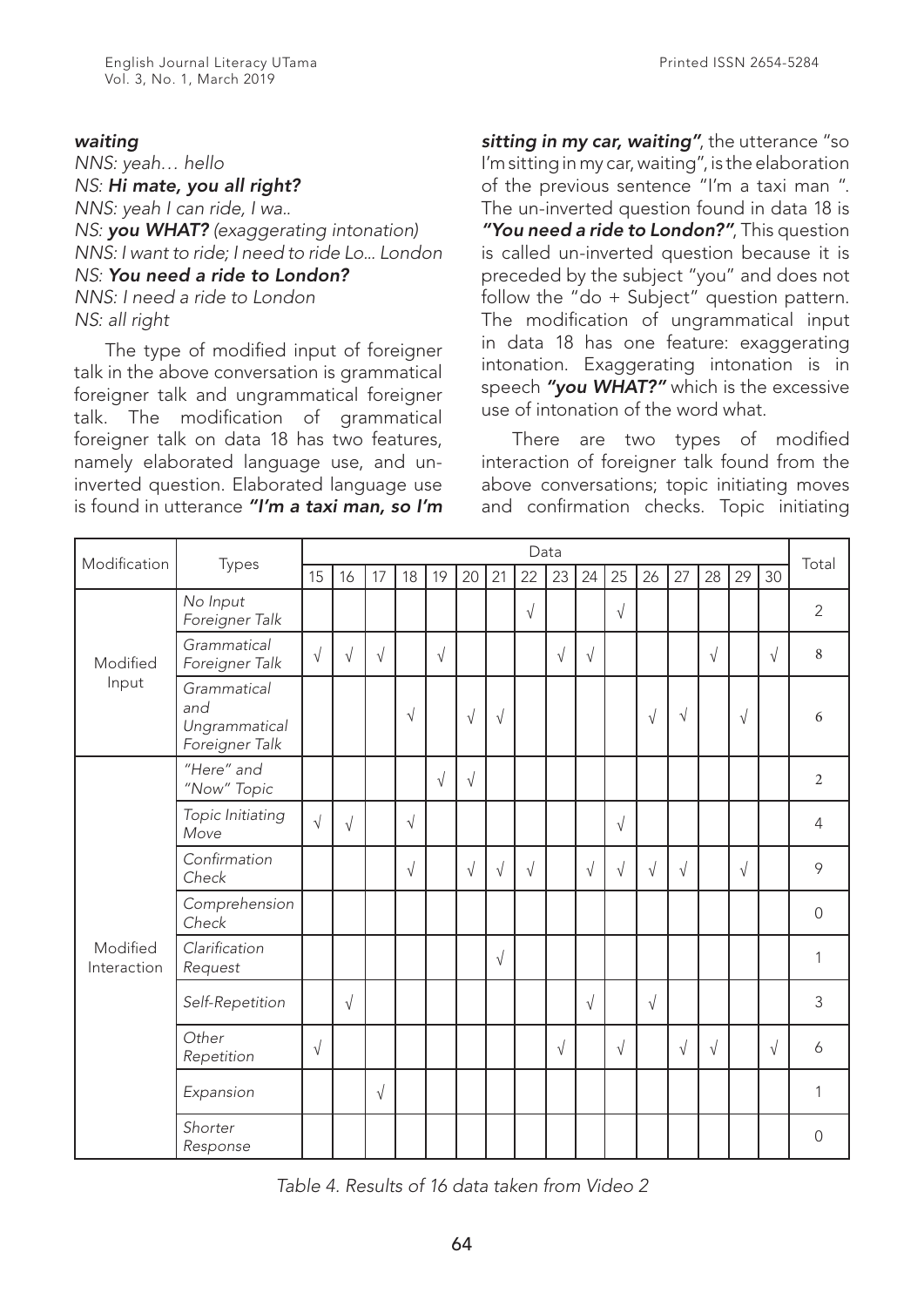*waiting*

*NNS: yeah… hello*
*NS:* ***Hi mate, you all right?***
*NNS: yeah I can ride, I wa..*
*NS:* ***you WHAT?*** *(exaggerating intonation)*
*NNS: I want to ride; I need to ride Lo... London*
*NS:* ***You need a ride to London?***
*NNS: I need a ride to London*
*NS: all right*

The type of modified input of foreigner talk in the above conversation is grammatical foreigner talk and ungrammatical foreigner talk. The modification of grammatical foreigner talk on data 18 has two features, namely elaborated language use, and un-inverted question. Elaborated language use is found in utterance ***"I'm a taxi man, so I'm sitting in my car, waiting"***, the utterance "so I'm sitting in my car, waiting", is the elaboration of the previous sentence "I'm a taxi man ". The un-inverted question found in data 18 is ***"You need a ride to London?"***, This question is called un-inverted question because it is preceded by the subject "you" and does not follow the "do + Subject" question pattern. The modification of ungrammatical input in data 18 has one feature: exaggerating intonation. Exaggerating intonation is in speech ***"you WHAT?"*** which is the excessive use of intonation of the word what.

There are two types of modified interaction of foreigner talk found from the above conversations; topic initiating moves and confirmation checks. Topic initiating

| Modification | Types | Data | | | | | | | | | | | | | | | | Total |
|---|---|---|---|---|---|---|---|---|---|---|---|---|---|---|---|---|---|---|
| | | 15 | 16 | 17 | 18 | 19 | 20 | 21 | 22 | 23 | 24 | 25 | 26 | 27 | 28 | 29 | 30 | |
| Modified Input | *No Input Foreigner Talk* | | | | | | | | √ | | | √ | | | | | | 2 |
| | *Grammatical Foreigner Talk* | √ | √ | √ | | √ | | | | √ | √ | | | | √ | | √ | 8 |
| | *Grammatical and Ungrammatical Foreigner Talk* | | | | √ | | √ | √ | | | | | √ | √ | | √ | | 6 |
| Modified Interaction | *"Here" and "Now" Topic* | | | | | √ | √ | | | | | | | | | | | 2 |
| | *Topic Initiating Move* | √ | √ | | √ | | | | | | | √ | | | | | | 4 |
| | *Confirmation Check* | | | | √ | | √ | √ | √ | | √ | √ | √ | √ | | √ | | 9 |
| | *Comprehension Check* | | | | | | | | | | | | | | | | | 0 |
| | *Clarification Request* | | | | | | | √ | | | | | | | | | | 1 |
| | *Self-Repetition* | | √ | | | | | | | | √ | | √ | | | | | 3 |
| | *Other Repetition* | √ | | | | | | | | √ | | √ | | √ | √ | | √ | 6 |
| | *Expansion* | | | √ | | | | | | | | | | | | | | 1 |
| | *Shorter Response* | | | | | | | | | | | | | | | | | 0 |

*Table 4. Results of 16 data taken from Video 2*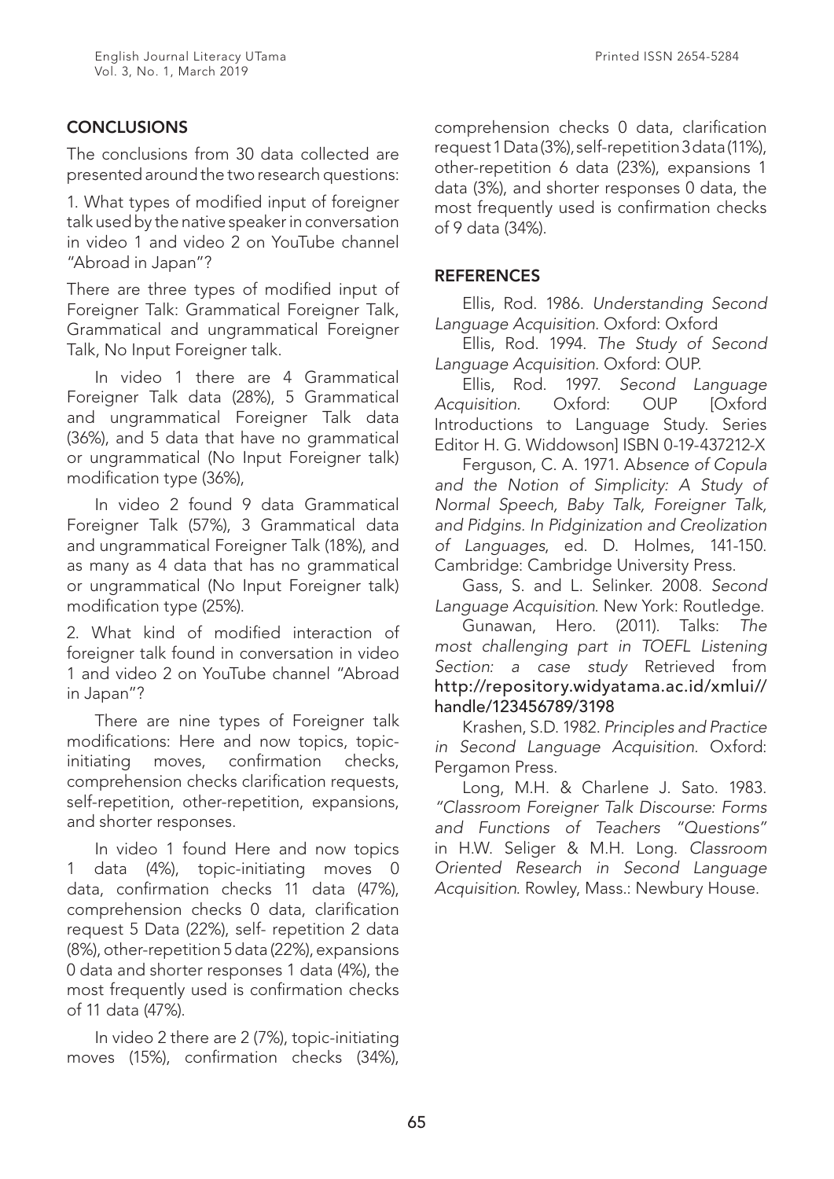## CONCLUSIONS

The conclusions from 30 data collected are presented around the two research questions:

1. What types of modified input of foreigner talk used by the native speaker in conversation in video 1 and video 2 on YouTube channel "Abroad in Japan"?

There are three types of modified input of Foreigner Talk: Grammatical Foreigner Talk, Grammatical and ungrammatical Foreigner Talk, No Input Foreigner talk.

In video 1 there are 4 Grammatical Foreigner Talk data (28%), 5 Grammatical and ungrammatical Foreigner Talk data (36%), and 5 data that have no grammatical or ungrammatical (No Input Foreigner talk) modification type (36%),

In video 2 found 9 data Grammatical Foreigner Talk (57%), 3 Grammatical data and ungrammatical Foreigner Talk (18%), and as many as 4 data that has no grammatical or ungrammatical (No Input Foreigner talk) modification type (25%).

2. What kind of modified interaction of foreigner talk found in conversation in video 1 and video 2 on YouTube channel "Abroad in Japan"?

There are nine types of Foreigner talk modifications: Here and now topics, topic-initiating moves, confirmation checks, comprehension checks clarification requests, self-repetition, other-repetition, expansions, and shorter responses.

In video 1 found Here and now topics 1 data (4%), topic-initiating moves 0 data, confirmation checks 11 data (47%), comprehension checks 0 data, clarification request 5 Data (22%), self- repetition 2 data (8%), other-repetition 5 data (22%), expansions 0 data and shorter responses 1 data (4%), the most frequently used is confirmation checks of 11 data (47%).

In video 2 there are 2 (7%), topic-initiating moves (15%), confirmation checks (34%), comprehension checks 0 data, clarification request 1 Data (3%), self-repetition 3 data (11%), other-repetition 6 data (23%), expansions 1 data (3%), and shorter responses 0 data, the most frequently used is confirmation checks of 9 data (34%).

## REFERENCES

Ellis, Rod. 1986. *Understanding Second Language Acquisition.* Oxford: Oxford

Ellis, Rod. 1994. *The Study of Second Language Acquisition.* Oxford: OUP.

Ellis, Rod. 1997. *Second Language Acquisition.* Oxford: OUP [Oxford Introductions to Language Study. Series Editor H. G. Widdowson] ISBN 0-19-437212-X

Ferguson, C. A. 1971. A*bsence of Copula and the Notion of Simplicity: A Study of Normal Speech, Baby Talk, Foreigner Talk, and Pidgins. In Pidginization and Creolization of Languages*, ed. D. Holmes, 141-150. Cambridge: Cambridge University Press.

Gass, S. and L. Selinker. 2008. *Second Language Acquisition*. New York: Routledge.

Gunawan, Hero. (2011). Talks: *The most challenging part in TOEFL Listening Section: a case study* Retrieved from http://repository.widyatama.ac.id/xmlui//handle/123456789/3198

Krashen, S.D. 1982. *Principles and Practice in Second Language Acquisition.* Oxford: Pergamon Press.

Long, M.H. & Charlene J. Sato. 1983. *"Classroom Foreigner Talk Discourse: Forms and Functions of Teachers "Questions"* in H.W. Seliger & M.H. Long. *Classroom Oriented Research in Second Language Acquisition*. Rowley, Mass.: Newbury House.